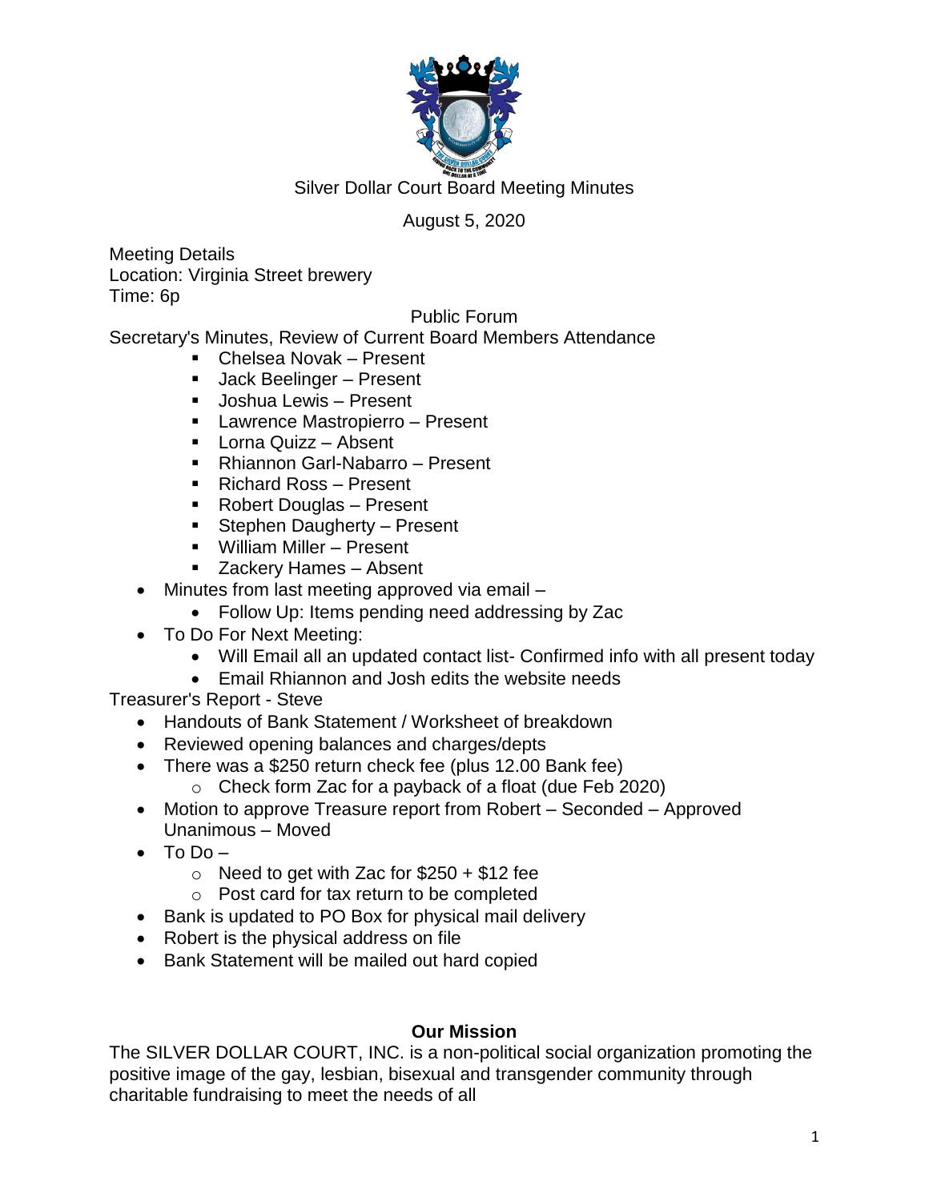# Silver Dollar Court Board Meeting Minutes

August 5, 2020

Meeting Details
Location: Virginia Street brewery
Time: 6p

## Public Forum

Secretary's Minutes, Review of Current Board Members Attendance

- Chelsea Novak – Present
- Jack Beelinger – Present
- Joshua Lewis – Present
- Lawrence Mastropierro – Present
- Lorna Quizz – Absent
- Rhiannon Garl-Nabarro – Present
- Richard Ross – Present
- Robert Douglas – Present
- Stephen Daugherty – Present
- William Miller – Present
- Zackery Hames – Absent

- Minutes from last meeting approved via email –
  - Follow Up: Items pending need addressing by Zac
- To Do For Next Meeting:
  - Will Email all an updated contact list- Confirmed info with all present today
  - Email Rhiannon and Josh edits the website needs

Treasurer's Report - Steve

- Handouts of Bank Statement / Worksheet of breakdown
- Reviewed opening balances and charges/depts
- There was a $250 return check fee (plus 12.00 Bank fee)
  - Check form Zac for a payback of a float (due Feb 2020)
- Motion to approve Treasure report from Robert – Seconded – Approved Unanimous – Moved
- To Do –
  - Need to get with Zac for $250 + $12 fee
  - Post card for tax return to be completed
- Bank is updated to PO Box for physical mail delivery
- Robert is the physical address on file
- Bank Statement will be mailed out hard copied

**Our Mission**

The SILVER DOLLAR COURT, INC. is a non-political social organization promoting the positive image of the gay, lesbian, bisexual and transgender community through charitable fundraising to meet the needs of all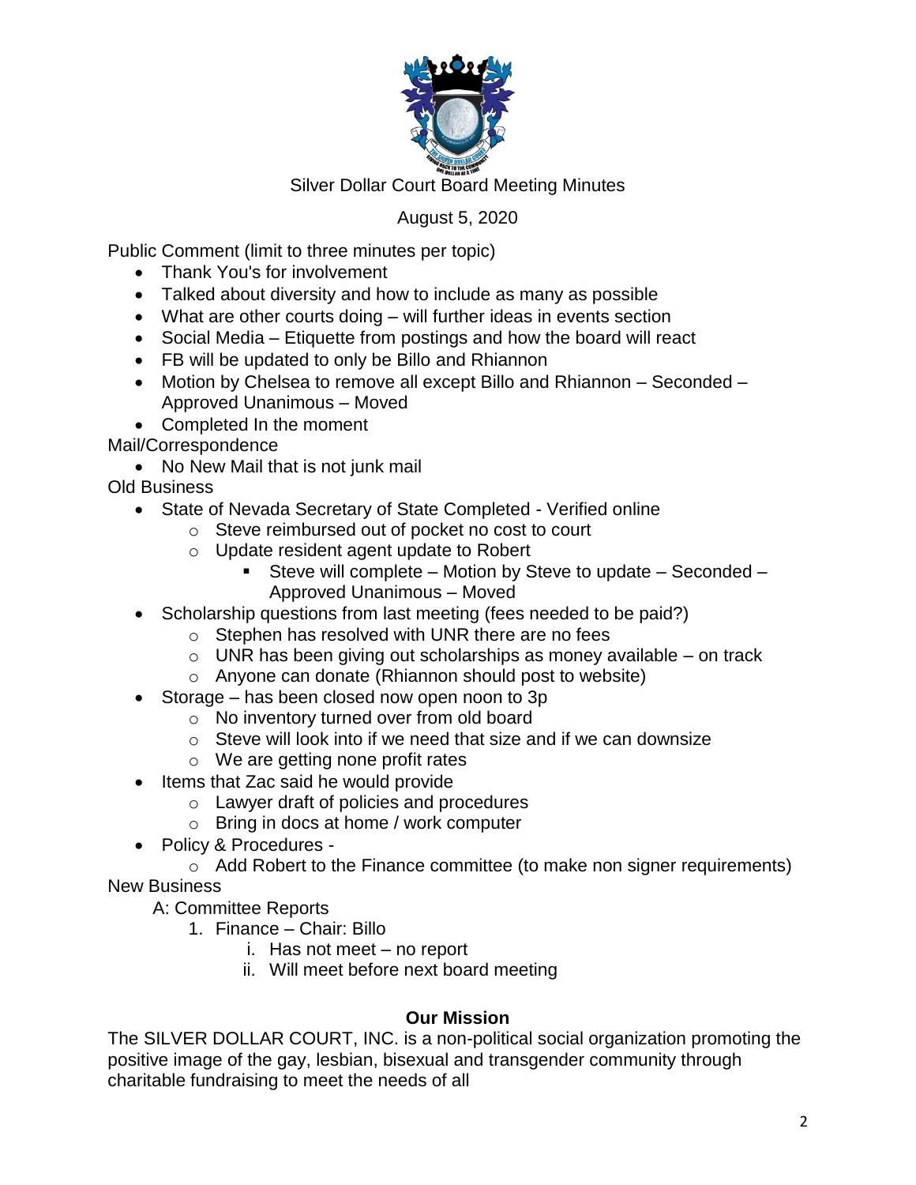Silver Dollar Court Board Meeting Minutes

August 5, 2020

Public Comment (limit to three minutes per topic)

- Thank You's for involvement
- Talked about diversity and how to include as many as possible
- What are other courts doing – will further ideas in events section
- Social Media – Etiquette from postings and how the board will react
- FB will be updated to only be Billo and Rhiannon
- Motion by Chelsea to remove all except Billo and Rhiannon – Seconded – Approved Unanimous – Moved
- Completed In the moment

Mail/Correspondence

- No New Mail that is not junk mail

Old Business

- State of Nevada Secretary of State Completed - Verified online
    - Steve reimbursed out of pocket no cost to court
    - Update resident agent update to Robert
        - Steve will complete – Motion by Steve to update – Seconded – Approved Unanimous – Moved
- Scholarship questions from last meeting (fees needed to be paid?)
    - Stephen has resolved with UNR there are no fees
    - UNR has been giving out scholarships as money available – on track
    - Anyone can donate (Rhiannon should post to website)
- Storage – has been closed now open noon to 3p
    - No inventory turned over from old board
    - Steve will look into if we need that size and if we can downsize
    - We are getting none profit rates
- Items that Zac said he would provide
    - Lawyer draft of policies and procedures
    - Bring in docs at home / work computer
- Policy & Procedures -
    - Add Robert to the Finance committee (to make non signer requirements)

New Business

A: Committee Reports

1. Finance – Chair: Billo
    i. Has not meet – no report
    ii. Will meet before next board meeting

**Our Mission**

The SILVER DOLLAR COURT, INC. is a non-political social organization promoting the positive image of the gay, lesbian, bisexual and transgender community through charitable fundraising to meet the needs of all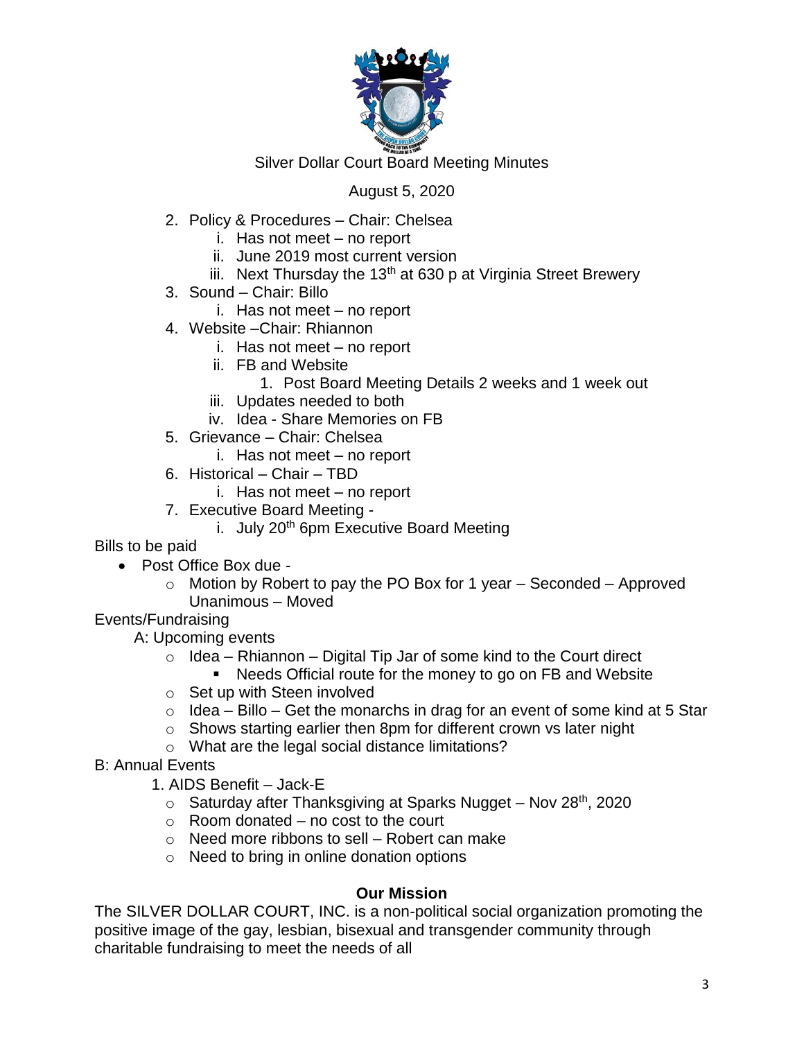Silver Dollar Court Board Meeting Minutes

August 5, 2020

2. Policy & Procedures – Chair: Chelsea
   i. Has not meet – no report
   ii. June 2019 most current version
   iii. Next Thursday the 13th at 630 p at Virginia Street Brewery
3. Sound – Chair: Billo
   i. Has not meet – no report
4. Website –Chair: Rhiannon
   i. Has not meet – no report
   ii. FB and Website
      1. Post Board Meeting Details 2 weeks and 1 week out
   iii. Updates needed to both
   iv. Idea - Share Memories on FB
5. Grievance – Chair: Chelsea
   i. Has not meet – no report
6. Historical – Chair – TBD
   i. Has not meet – no report
7. Executive Board Meeting -
   i. July 20th 6pm Executive Board Meeting

Bills to be paid

- Post Office Box due -
  - Motion by Robert to pay the PO Box for 1 year – Seconded – Approved Unanimous – Moved

Events/Fundraising

A: Upcoming events

- Idea – Rhiannon – Digital Tip Jar of some kind to the Court direct
  - Needs Official route for the money to go on FB and Website
- Set up with Steen involved
- Idea – Billo – Get the monarchs in drag for an event of some kind at 5 Star
- Shows starting earlier then 8pm for different crown vs later night
- What are the legal social distance limitations?

B: Annual Events

1. AIDS Benefit – Jack-E
   - Saturday after Thanksgiving at Sparks Nugget – Nov 28th, 2020
   - Room donated – no cost to the court
   - Need more ribbons to sell – Robert can make
   - Need to bring in online donation options

**Our Mission**

The SILVER DOLLAR COURT, INC. is a non-political social organization promoting the positive image of the gay, lesbian, bisexual and transgender community through charitable fundraising to meet the needs of all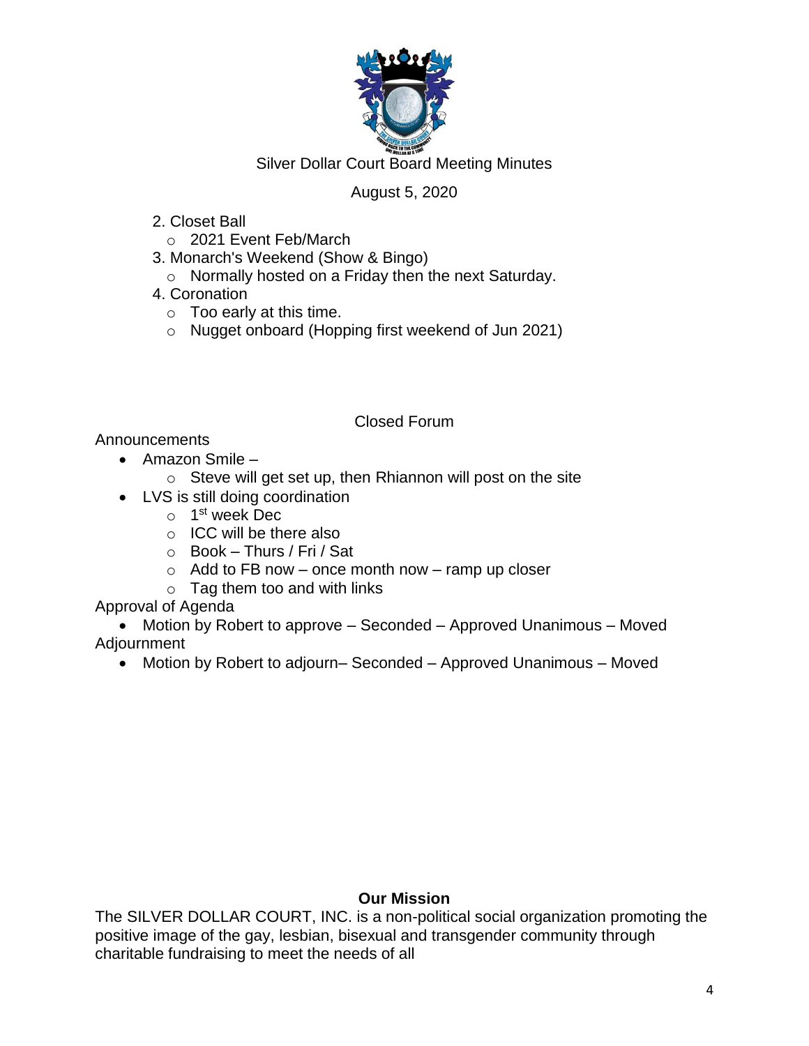Silver Dollar Court Board Meeting Minutes

August 5, 2020

2. Closet Ball
   - 2021 Event Feb/March
3. Monarch's Weekend (Show & Bingo)
   - Normally hosted on a Friday then the next Saturday.
4. Coronation
   - Too early at this time.
   - Nugget onboard (Hopping first weekend of Jun 2021)

Closed Forum

Announcements

- Amazon Smile –
  - Steve will get set up, then Rhiannon will post on the site
- LVS is still doing coordination
  - 1st week Dec
  - ICC will be there also
  - Book – Thurs / Fri / Sat
  - Add to FB now – once month now – ramp up closer
  - Tag them too and with links

Approval of Agenda

- Motion by Robert to approve – Seconded – Approved Unanimous – Moved

Adjournment

- Motion by Robert to adjourn– Seconded – Approved Unanimous – Moved

**Our Mission**

The SILVER DOLLAR COURT, INC. is a non-political social organization promoting the positive image of the gay, lesbian, bisexual and transgender community through charitable fundraising to meet the needs of all